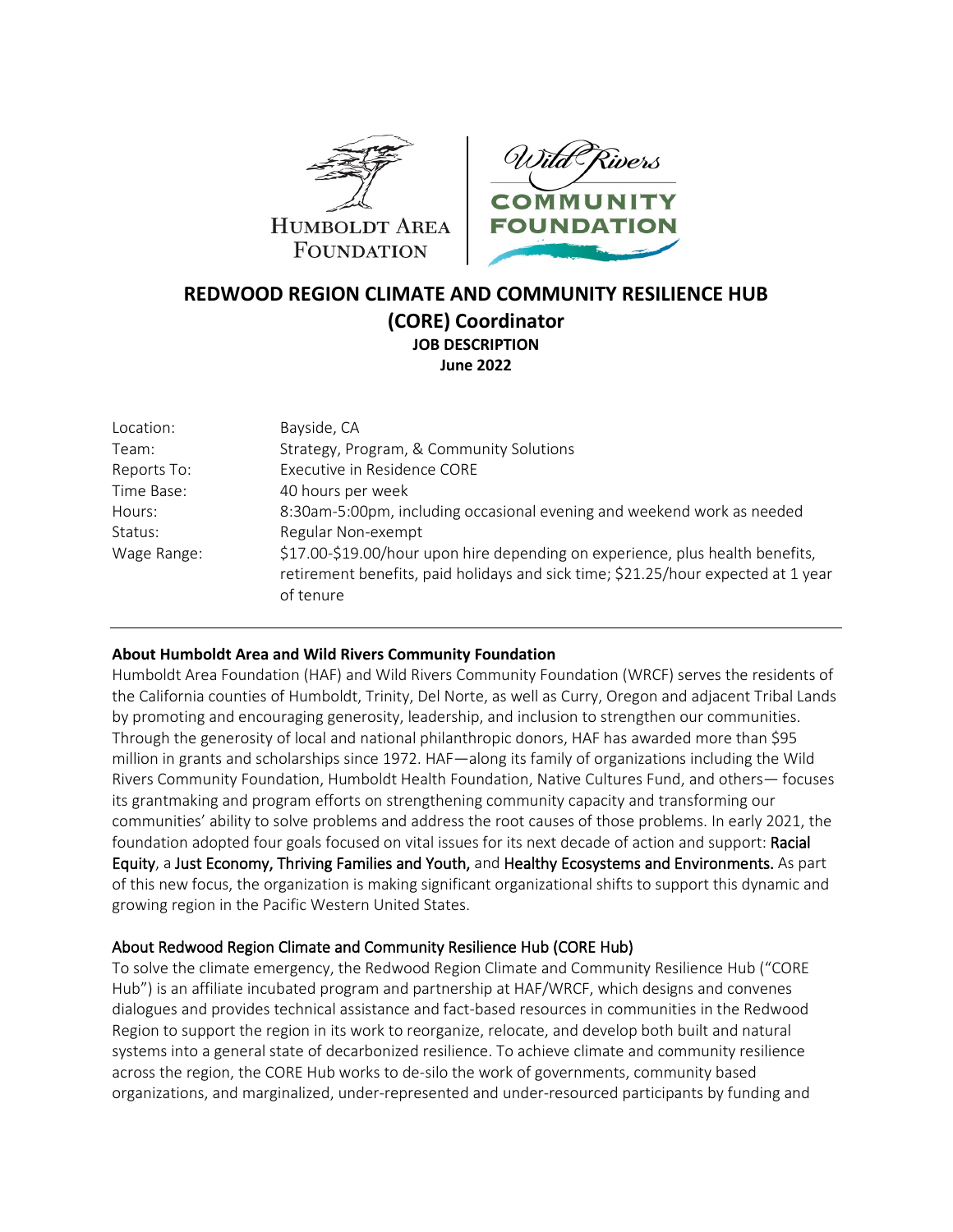HUMBOLDT AREA FOUNDATION | Wild Rivers COMMUNITY FOUNDATION

# REDWOOD REGION CLIMATE AND COMMUNITY RESILIENCE HUB (CORE) Coordinator

**JOB DESCRIPTION**
**June 2022**

| | |
|---|---|
| Location: | Bayside, CA |
| Team: | Strategy, Program, & Community Solutions |
| Reports To: | Executive in Residence CORE |
| Time Base: | 40 hours per week |
| Hours: | 8:30am-5:00pm, including occasional evening and weekend work as needed |
| Status: | Regular Non-exempt |
| Wage Range: | \$17.00-\$19.00/hour upon hire depending on experience, plus health benefits, retirement benefits, paid holidays and sick time; \$21.25/hour expected at 1 year of tenure |

---

**About Humboldt Area and Wild Rivers Community Foundation**

Humboldt Area Foundation (HAF) and Wild Rivers Community Foundation (WRCF) serves the residents of the California counties of Humboldt, Trinity, Del Norte, as well as Curry, Oregon and adjacent Tribal Lands by promoting and encouraging generosity, leadership, and inclusion to strengthen our communities. Through the generosity of local and national philanthropic donors, HAF has awarded more than \$95 million in grants and scholarships since 1972. HAF—along its family of organizations including the Wild Rivers Community Foundation, Humboldt Health Foundation, Native Cultures Fund, and others— focuses its grantmaking and program efforts on strengthening community capacity and transforming our communities' ability to solve problems and address the root causes of those problems. In early 2021, the foundation adopted four goals focused on vital issues for its next decade of action and support: Racial Equity, a Just Economy, Thriving Families and Youth, and Healthy Ecosystems and Environments. As part of this new focus, the organization is making significant organizational shifts to support this dynamic and growing region in the Pacific Western United States.

About Redwood Region Climate and Community Resilience Hub (CORE Hub)

To solve the climate emergency, the Redwood Region Climate and Community Resilience Hub ("CORE Hub") is an affiliate incubated program and partnership at HAF/WRCF, which designs and convenes dialogues and provides technical assistance and fact-based resources in communities in the Redwood Region to support the region in its work to reorganize, relocate, and develop both built and natural systems into a general state of decarbonized resilience. To achieve climate and community resilience across the region, the CORE Hub works to de-silo the work of governments, community based organizations, and marginalized, under-represented and under-resourced participants by funding and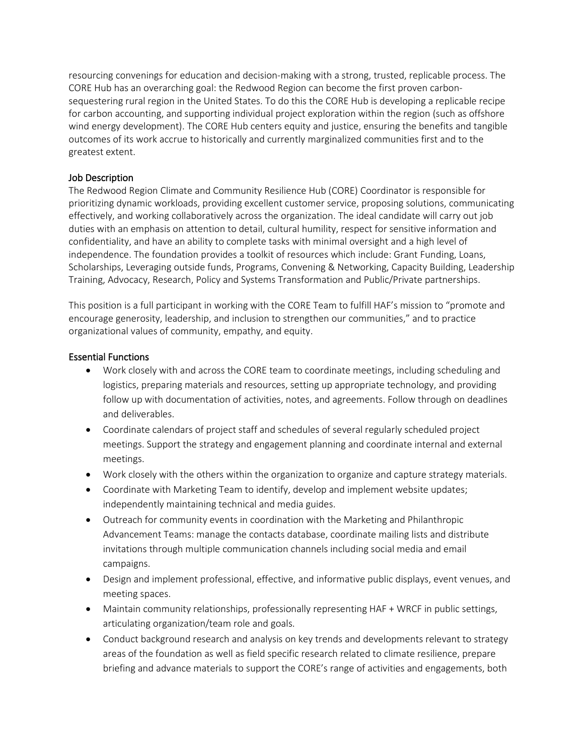resourcing convenings for education and decision-making with a strong, trusted, replicable process. The CORE Hub has an overarching goal: the Redwood Region can become the first proven carbon-sequestering rural region in the United States. To do this the CORE Hub is developing a replicable recipe for carbon accounting, and supporting individual project exploration within the region (such as offshore wind energy development). The CORE Hub centers equity and justice, ensuring the benefits and tangible outcomes of its work accrue to historically and currently marginalized communities first and to the greatest extent.

## Job Description

The Redwood Region Climate and Community Resilience Hub (CORE) Coordinator is responsible for prioritizing dynamic workloads, providing excellent customer service, proposing solutions, communicating effectively, and working collaboratively across the organization. The ideal candidate will carry out job duties with an emphasis on attention to detail, cultural humility, respect for sensitive information and confidentiality, and have an ability to complete tasks with minimal oversight and a high level of independence. The foundation provides a toolkit of resources which include: Grant Funding, Loans, Scholarships, Leveraging outside funds, Programs, Convening & Networking, Capacity Building, Leadership Training, Advocacy, Research, Policy and Systems Transformation and Public/Private partnerships.

This position is a full participant in working with the CORE Team to fulfill HAF's mission to "promote and encourage generosity, leadership, and inclusion to strengthen our communities," and to practice organizational values of community, empathy, and equity.

## Essential Functions

- Work closely with and across the CORE team to coordinate meetings, including scheduling and logistics, preparing materials and resources, setting up appropriate technology, and providing follow up with documentation of activities, notes, and agreements. Follow through on deadlines and deliverables.
- Coordinate calendars of project staff and schedules of several regularly scheduled project meetings. Support the strategy and engagement planning and coordinate internal and external meetings.
- Work closely with the others within the organization to organize and capture strategy materials.
- Coordinate with Marketing Team to identify, develop and implement website updates; independently maintaining technical and media guides.
- Outreach for community events in coordination with the Marketing and Philanthropic Advancement Teams: manage the contacts database, coordinate mailing lists and distribute invitations through multiple communication channels including social media and email campaigns.
- Design and implement professional, effective, and informative public displays, event venues, and meeting spaces.
- Maintain community relationships, professionally representing HAF + WRCF in public settings, articulating organization/team role and goals.
- Conduct background research and analysis on key trends and developments relevant to strategy areas of the foundation as well as field specific research related to climate resilience, prepare briefing and advance materials to support the CORE's range of activities and engagements, both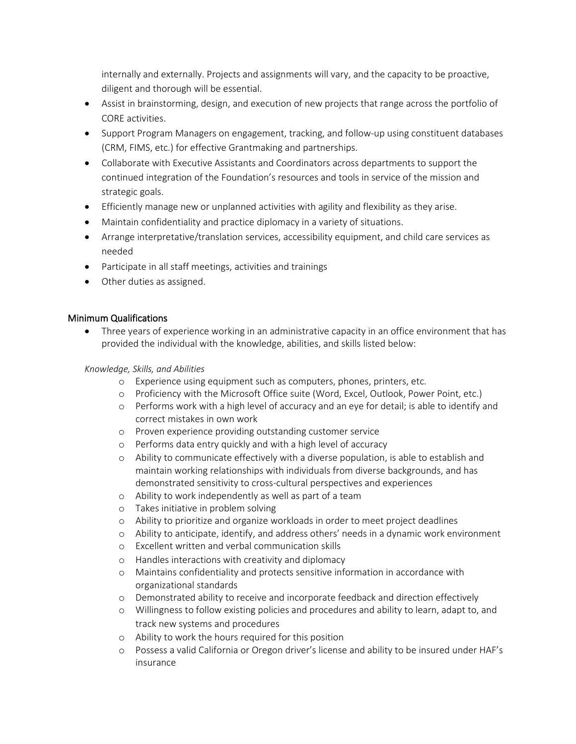internally and externally. Projects and assignments will vary, and the capacity to be proactive, diligent and thorough will be essential.

- Assist in brainstorming, design, and execution of new projects that range across the portfolio of CORE activities.
- Support Program Managers on engagement, tracking, and follow-up using constituent databases (CRM, FIMS, etc.) for effective Grantmaking and partnerships.
- Collaborate with Executive Assistants and Coordinators across departments to support the continued integration of the Foundation's resources and tools in service of the mission and strategic goals.
- Efficiently manage new or unplanned activities with agility and flexibility as they arise.
- Maintain confidentiality and practice diplomacy in a variety of situations.
- Arrange interpretative/translation services, accessibility equipment, and child care services as needed
- Participate in all staff meetings, activities and trainings
- Other duties as assigned.

## Minimum Qualifications

- Three years of experience working in an administrative capacity in an office environment that has provided the individual with the knowledge, abilities, and skills listed below:

*Knowledge, Skills, and Abilities*

- Experience using equipment such as computers, phones, printers, etc.
- Proficiency with the Microsoft Office suite (Word, Excel, Outlook, Power Point, etc.)
- Performs work with a high level of accuracy and an eye for detail; is able to identify and correct mistakes in own work
- Proven experience providing outstanding customer service
- Performs data entry quickly and with a high level of accuracy
- Ability to communicate effectively with a diverse population, is able to establish and maintain working relationships with individuals from diverse backgrounds, and has demonstrated sensitivity to cross-cultural perspectives and experiences
- Ability to work independently as well as part of a team
- Takes initiative in problem solving
- Ability to prioritize and organize workloads in order to meet project deadlines
- Ability to anticipate, identify, and address others' needs in a dynamic work environment
- Excellent written and verbal communication skills
- Handles interactions with creativity and diplomacy
- Maintains confidentiality and protects sensitive information in accordance with organizational standards
- Demonstrated ability to receive and incorporate feedback and direction effectively
- Willingness to follow existing policies and procedures and ability to learn, adapt to, and track new systems and procedures
- Ability to work the hours required for this position
- Possess a valid California or Oregon driver's license and ability to be insured under HAF's insurance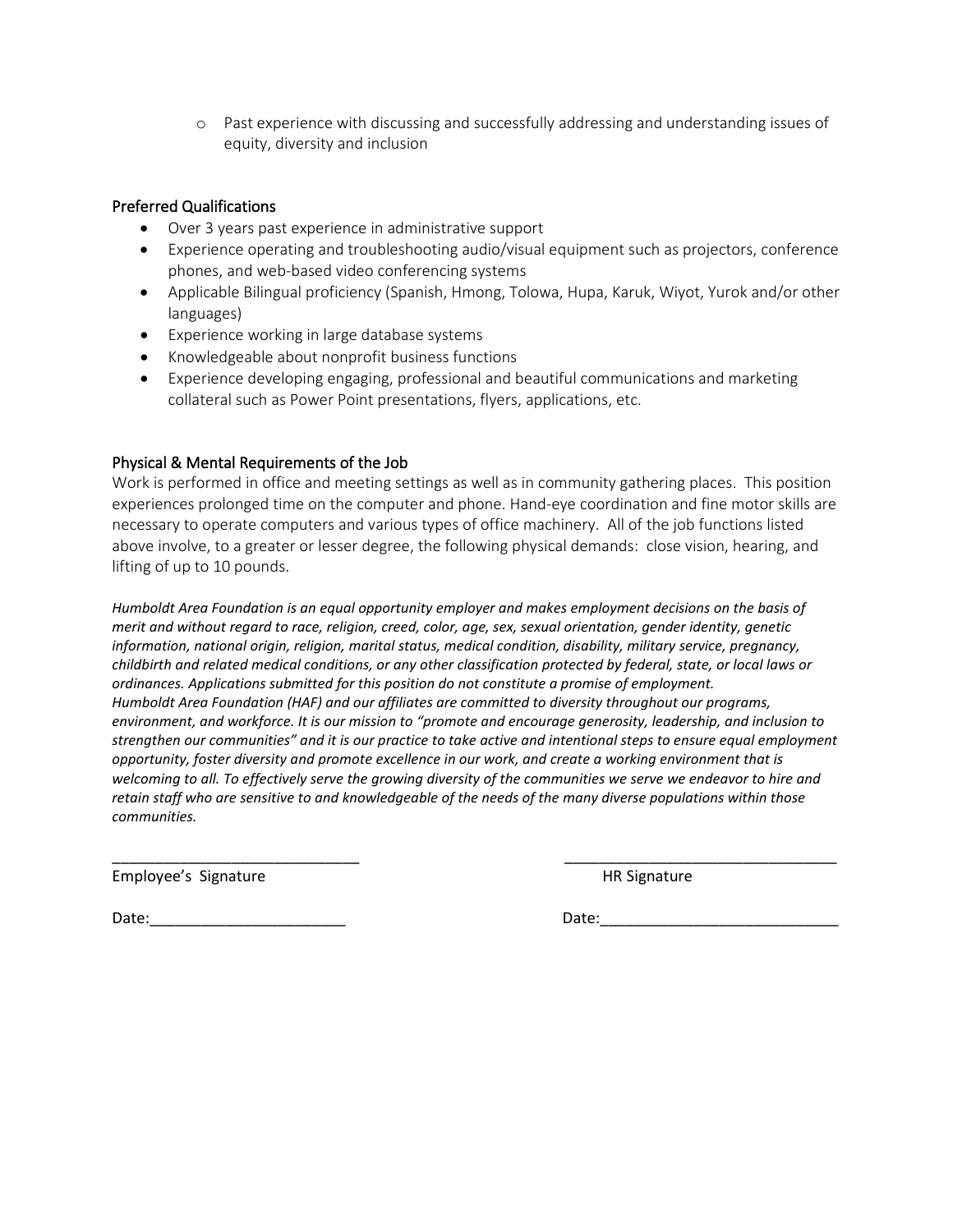- Past experience with discussing and successfully addressing and understanding issues of equity, diversity and inclusion

## Preferred Qualifications

- Over 3 years past experience in administrative support
- Experience operating and troubleshooting audio/visual equipment such as projectors, conference phones, and web-based video conferencing systems
- Applicable Bilingual proficiency (Spanish, Hmong, Tolowa, Hupa, Karuk, Wiyot, Yurok and/or other languages)
- Experience working in large database systems
- Knowledgeable about nonprofit business functions
- Experience developing engaging, professional and beautiful communications and marketing collateral such as Power Point presentations, flyers, applications, etc.

## Physical & Mental Requirements of the Job

Work is performed in office and meeting settings as well as in community gathering places. This position experiences prolonged time on the computer and phone. Hand-eye coordination and fine motor skills are necessary to operate computers and various types of office machinery. All of the job functions listed above involve, to a greater or lesser degree, the following physical demands: close vision, hearing, and lifting of up to 10 pounds.

*Humboldt Area Foundation is an equal opportunity employer and makes employment decisions on the basis of merit and without regard to race, religion, creed, color, age, sex, sexual orientation, gender identity, genetic information, national origin, religion, marital status, medical condition, disability, military service, pregnancy, childbirth and related medical conditions, or any other classification protected by federal, state, or local laws or ordinances. Applications submitted for this position do not constitute a promise of employment.*
*Humboldt Area Foundation (HAF) and our affiliates are committed to diversity throughout our programs, environment, and workforce. It is our mission to "promote and encourage generosity, leadership, and inclusion to strengthen our communities" and it is our practice to take active and intentional steps to ensure equal employment opportunity, foster diversity and promote excellence in our work, and create a working environment that is welcoming to all. To effectively serve the growing diversity of the communities we serve we endeavor to hire and retain staff who are sensitive to and knowledgeable of the needs of the many diverse populations within those communities.*

_____________________________ Employee's Signature

_____________________________ HR Signature

Date:_______________________

Date:_____________________________